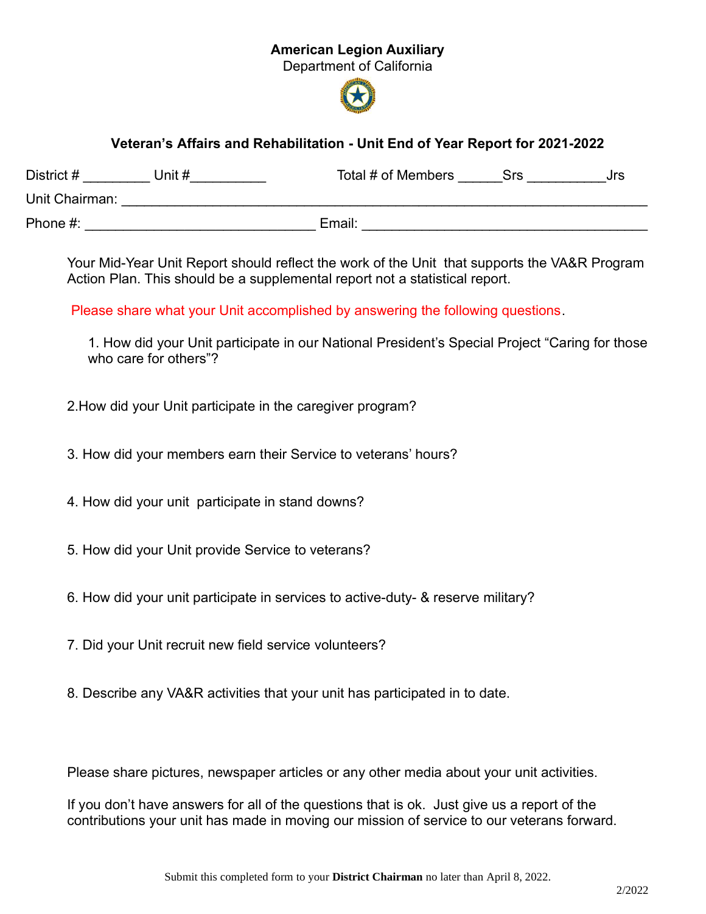**American Legion Auxiliary**
Department of California

### Veteran's Affairs and Rehabilitation - Unit End of Year Report for 2021-2022

District # _________ Unit #__________ Total # of Members ______Srs __________Jrs

Unit Chairman: ______________________________________________________________

Phone #: ______________________________ Email: _____________________________________

Your Mid-Year Unit Report should reflect the work of the Unit that supports the VA&R Program Action Plan. This should be a supplemental report not a statistical report.

Please share what your Unit accomplished by answering the following questions.

1. How did your Unit participate in our National President's Special Project "Caring for those who care for others"?

2. How did your Unit participate in the caregiver program?

3. How did your members earn their Service to veterans' hours?

4. How did your unit participate in stand downs?

5. How did your Unit provide Service to veterans?

6. How did your unit participate in services to active-duty- & reserve military?

7. Did your Unit recruit new field service volunteers?

8. Describe any VA&R activities that your unit has participated in to date.

Please share pictures, newspaper articles or any other media about your unit activities.

If you don't have answers for all of the questions that is ok. Just give us a report of the contributions your unit has made in moving our mission of service to our veterans forward.

Submit this completed form to your **District Chairman** no later than April 8, 2022.

2/2022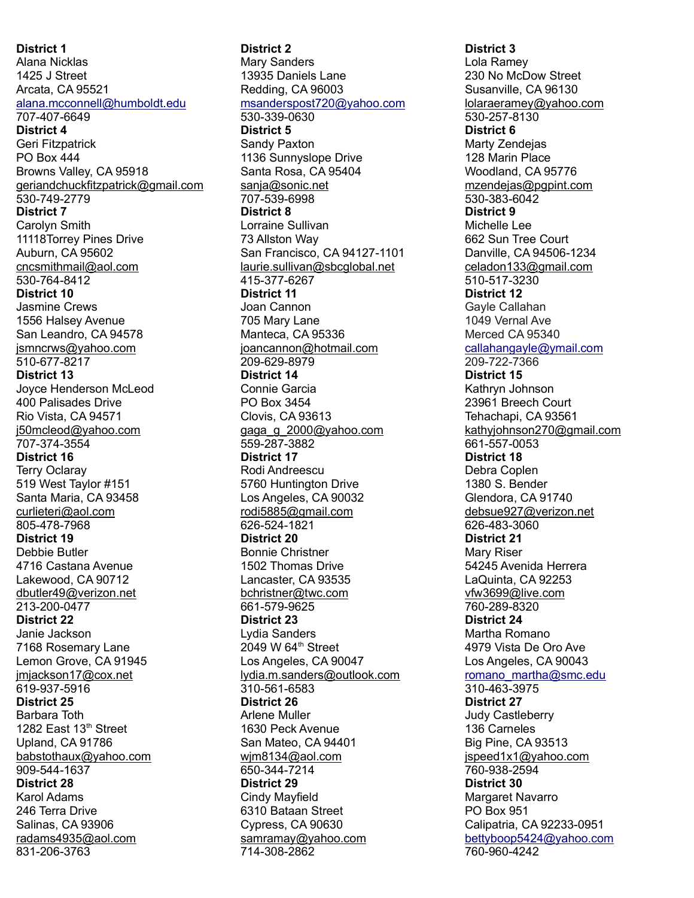**District 1**
Alana Nicklas
1425 J Street
Arcata, CA 95521
alana.mcconnell@humboldt.edu
707-407-6649

**District 2**
Mary Sanders
13935 Daniels Lane
Redding, CA 96003
msanderspost720@yahoo.com
530-339-0630

**District 3**
Lola Ramey
230 No McDow Street
Susanville, CA 96130
lolaraeramey@yahoo.com
530-257-8130

**District 4**
Geri Fitzpatrick
PO Box 444
Browns Valley, CA 95918
geriandchuckfitzpatrick@gmail.com
530-749-2779

**District 5**
Sandy Paxton
1136 Sunnyslope Drive
Santa Rosa, CA 95404
sanja@sonic.net
707-539-6998

**District 6**
Marty Zendejas
128 Marin Place
Woodland, CA 95776
mzendejas@pgpint.com
530-383-6042

**District 7**
Carolyn Smith
11118Torrey Pines Drive
Auburn, CA 95602
cncsmithmail@aol.com
530-764-8412

**District 8**
Lorraine Sullivan
73 Allston Way
San Francisco, CA 94127-1101
laurie.sullivan@sbcglobal.net
415-377-6267

**District 9**
Michelle Lee
662 Sun Tree Court
Danville, CA 94506-1234
celadon133@gmail.com
510-517-3230

**District 10**
Jasmine Crews
1556 Halsey Avenue
San Leandro, CA 94578
jsmncrws@yahoo.com
510-677-8217

**District 11**
Joan Cannon
705 Mary Lane
Manteca, CA 95336
joancannon@hotmail.com
209-629-8979

**District 12**
Gayle Callahan
1049 Vernal Ave
Merced CA 95340
callahangayle@ymail.com
209-722-7366

**District 13**
Joyce Henderson McLeod
400 Palisades Drive
Rio Vista, CA 94571
j50mcleod@yahoo.com
707-374-3554

**District 14**
Connie Garcia
PO Box 3454
Clovis, CA 93613
gaga_g_2000@yahoo.com
559-287-3882

**District 15**
Kathryn Johnson
23961 Breech Court
Tehachapi, CA 93561
kathyjohnson270@gmail.com
661-557-0053

**District 16**
Terry Oclaray
519 West Taylor #151
Santa Maria, CA 93458
curlieteri@aol.com
805-478-7968

**District 17**
Rodi Andreescu
5760 Huntington Drive
Los Angeles, CA 90032
rodi5885@gmail.com
626-524-1821

**District 18**
Debra Coplen
1380 S. Bender
Glendora, CA 91740
debsue927@verizon.net
626-483-3060

**District 19**
Debbie Butler
4716 Castana Avenue
Lakewood, CA 90712
dbutler49@verizon.net
213-200-0477

**District 20**
Bonnie Christner
1502 Thomas Drive
Lancaster, CA 93535
bchristner@twc.com
661-579-9625

**District 21**
Mary Riser
54245 Avenida Herrera
LaQuinta, CA 92253
vfw3699@live.com
760-289-8320

**District 22**
Janie Jackson
7168 Rosemary Lane
Lemon Grove, CA 91945
jmjackson17@cox.net
619-937-5916

**District 23**
Lydia Sanders
2049 W 64th Street
Los Angeles, CA 90047
lydia.m.sanders@outlook.com
310-561-6583

**District 24**
Martha Romano
4979 Vista De Oro Ave
Los Angeles, CA 90043
romano_martha@smc.edu
310-463-3975

**District 25**
Barbara Toth
1282 East 13th Street
Upland, CA 91786
babstothaux@yahoo.com
909-544-1637

**District 26**
Arlene Muller
1630 Peck Avenue
San Mateo, CA 94401
wjm8134@aol.com
650-344-7214

**District 27**
Judy Castleberry
136 Carneles
Big Pine, CA 93513
jspeed1x1@yahoo.com
760-938-2594

**District 28**
Karol Adams
246 Terra Drive
Salinas, CA 93906
radams4935@aol.com
831-206-3763

**District 29**
Cindy Mayfield
6310 Bataan Street
Cypress, CA 90630
samramay@yahoo.com
714-308-2862

**District 30**
Margaret Navarro
PO Box 951
Calipatria, CA 92233-0951
bettyboop5424@yahoo.com
760-960-4242